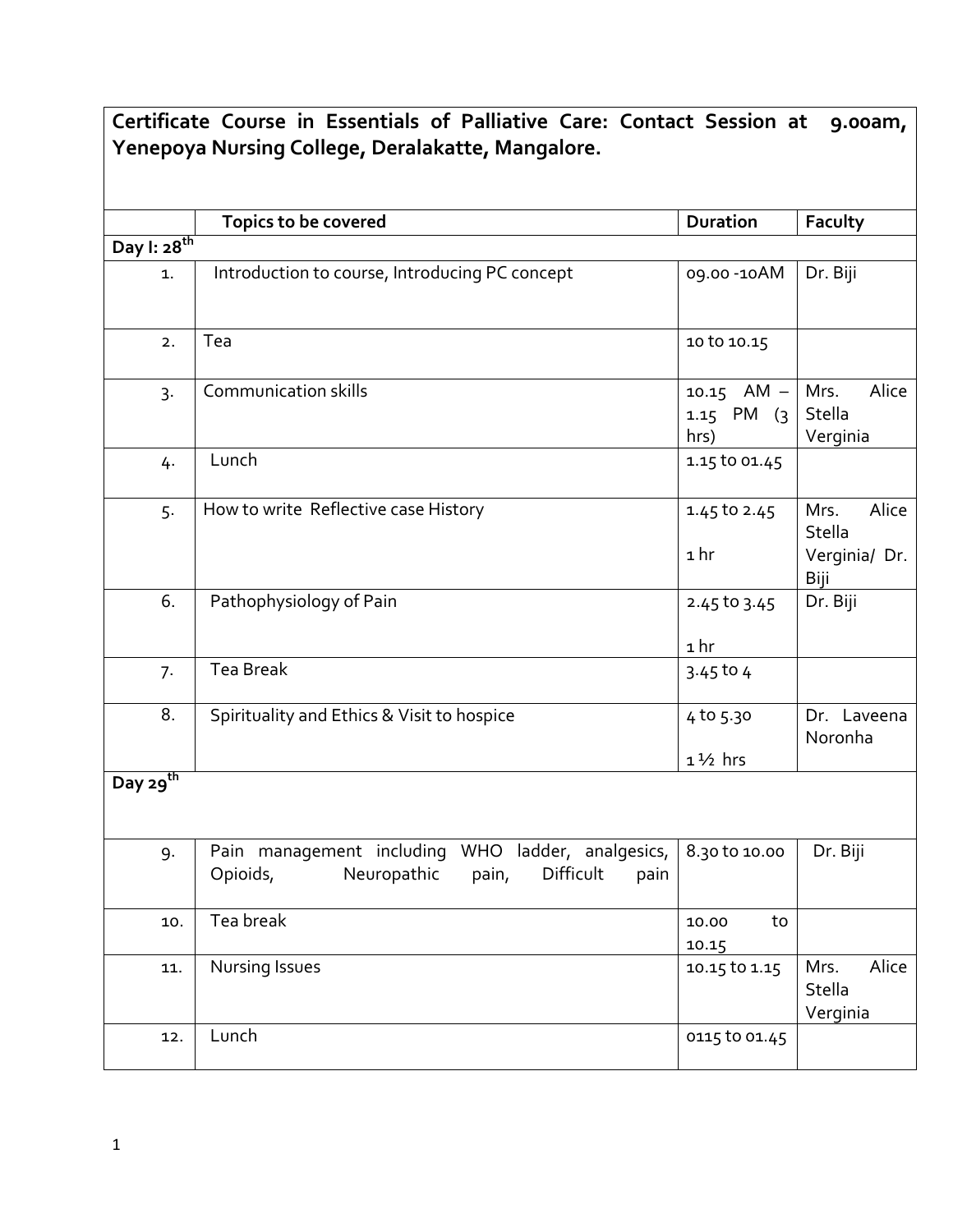| **Certificate Course in Essentials of Palliative Care: Contact Session at 9.00am, Yenepoya Nursing College, Deralakatte, Mangalore.** | | | |
|---|---|---|---|
| | **Topics to be covered** | **Duration** | **Faculty** |
| **Day I: 28th** | | | |
| 1. | Introduction to course, Introducing PC concept | 09.00 -10AM | Dr. Biji |
| 2. | Tea | 10 to 10.15 | |
| 3. | Communication skills | 10.15 AM – 1.15 PM (3 hrs) | Mrs. Alice Stella Verginia |
| 4. | Lunch | 1.15 to 01.45 | |
| 5. | How to write Reflective case History | 1.45 to 2.45<br>1 hr | Mrs. Alice Stella Verginia/ Dr. Biji |
| 6. | Pathophysiology of Pain | 2.45 to 3.45<br>1 hr | Dr. Biji |
| 7. | Tea Break | 3.45 to 4 | |
| 8. | Spirituality and Ethics & Visit to hospice | 4 to 5.30<br>1 ½ hrs | Dr. Laveena Noronha |
| **Day 29th** | | | |
| 9. | Pain management including WHO ladder, analgesics, Opioids, Neuropathic pain, Difficult pain | 8.30 to 10.00 | Dr. Biji |
| 10. | Tea break | 10.00 to 10.15 | |
| 11. | Nursing Issues | 10.15 to 1.15 | Mrs. Alice Stella Verginia |
| 12. | Lunch | 0115 to 01.45 | |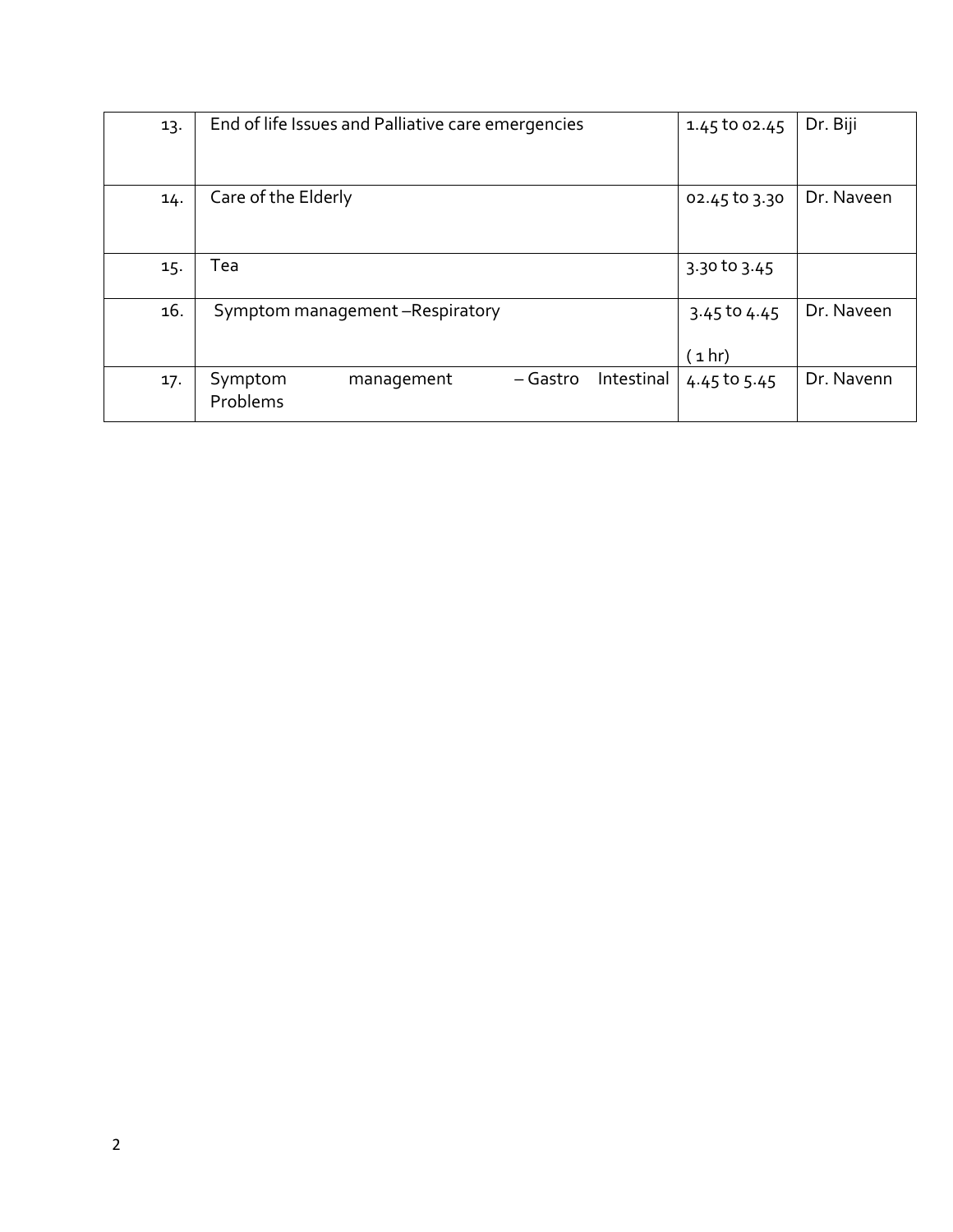| | | | |
|---|---|---|---|
| 13. | End of life Issues and Palliative care emergencies | 1.45 to 02.45 | Dr. Biji |
| 14. | Care of the Elderly | 02.45 to 3.30 | Dr. Naveen |
| 15. | Tea | 3.30 to 3.45 | |
| 16. | Symptom management –Respiratory | 3.45 to 4.45 ( 1 hr) | Dr. Naveen |
| 17. | Symptom management – Gastro Intestinal Problems | 4.45 to 5.45 | Dr. Navenn |